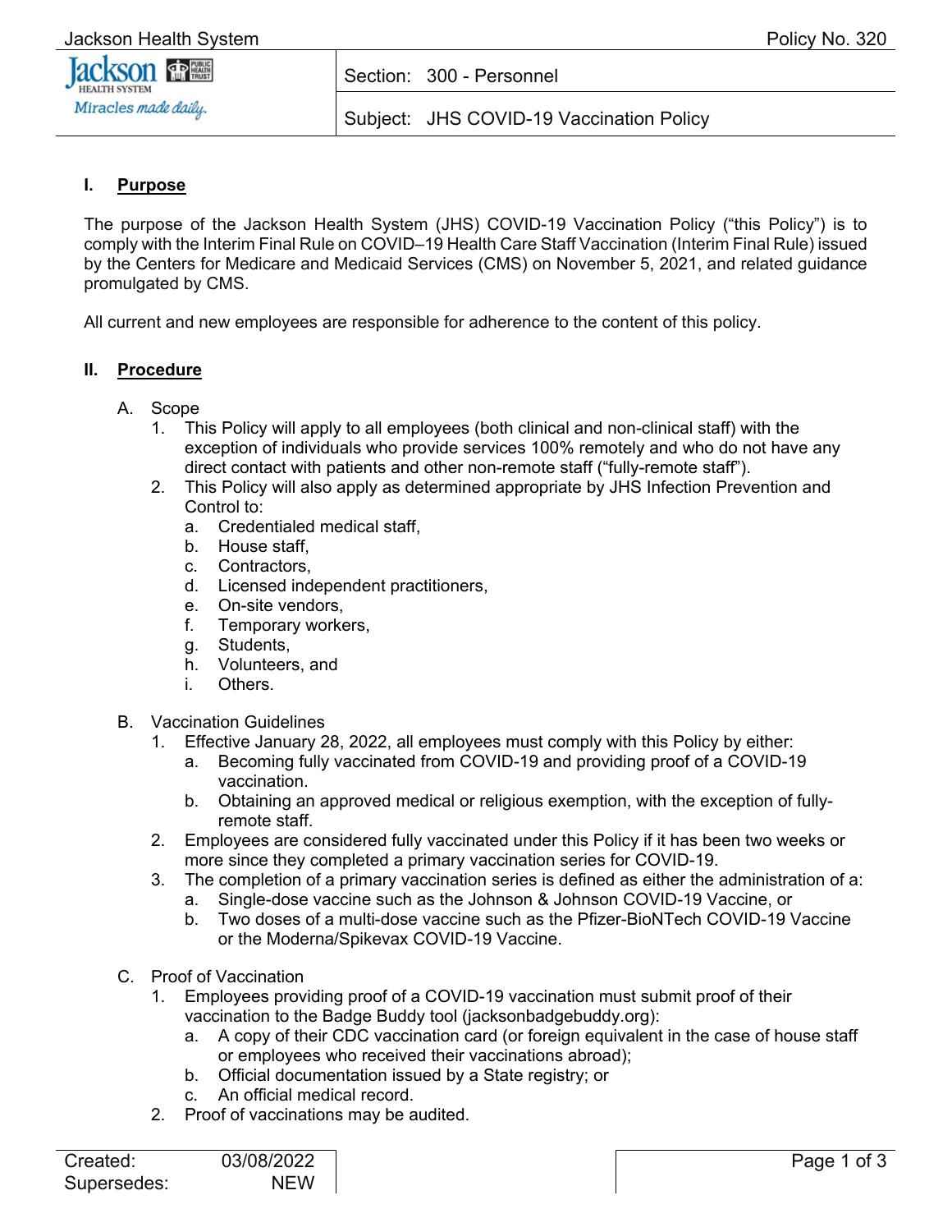Jackson Health System — Policy No. 320

Section: 300 - Personnel

Subject: JHS COVID-19 Vaccination Policy

## I. Purpose

The purpose of the Jackson Health System (JHS) COVID-19 Vaccination Policy ("this Policy") is to comply with the Interim Final Rule on COVID–19 Health Care Staff Vaccination (Interim Final Rule) issued by the Centers for Medicare and Medicaid Services (CMS) on November 5, 2021, and related guidance promulgated by CMS.

All current and new employees are responsible for adherence to the content of this policy.

## II. Procedure

A. Scope
   1. This Policy will apply to all employees (both clinical and non-clinical staff) with the exception of individuals who provide services 100% remotely and who do not have any direct contact with patients and other non-remote staff ("fully-remote staff").
   2. This Policy will also apply as determined appropriate by JHS Infection Prevention and Control to:
      a. Credentialed medical staff,
      b. House staff,
      c. Contractors,
      d. Licensed independent practitioners,
      e. On-site vendors,
      f. Temporary workers,
      g. Students,
      h. Volunteers, and
      i. Others.

B. Vaccination Guidelines
   1. Effective January 28, 2022, all employees must comply with this Policy by either:
      a. Becoming fully vaccinated from COVID-19 and providing proof of a COVID-19 vaccination.
      b. Obtaining an approved medical or religious exemption, with the exception of fully-remote staff.
   2. Employees are considered fully vaccinated under this Policy if it has been two weeks or more since they completed a primary vaccination series for COVID-19.
   3. The completion of a primary vaccination series is defined as either the administration of a:
      a. Single-dose vaccine such as the Johnson & Johnson COVID-19 Vaccine, or
      b. Two doses of a multi-dose vaccine such as the Pfizer-BioNTech COVID-19 Vaccine or the Moderna/Spikevax COVID-19 Vaccine.

C. Proof of Vaccination
   1. Employees providing proof of a COVID-19 vaccination must submit proof of their vaccination to the Badge Buddy tool (jacksonbadgebuddy.org):
      a. A copy of their CDC vaccination card (or foreign equivalent in the case of house staff or employees who received their vaccinations abroad);
      b. Official documentation issued by a State registry; or
      c. An official medical record.
   2. Proof of vaccinations may be audited.

Created: 03/08/2022
Supersedes: NEW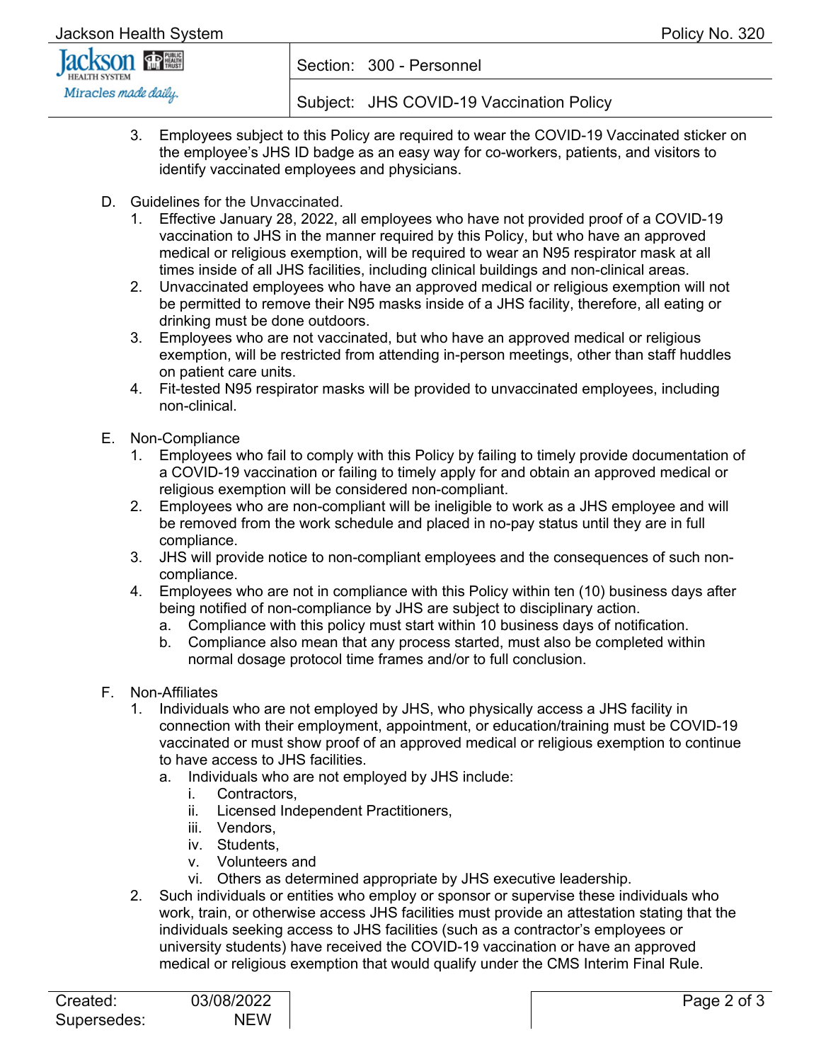3. Employees subject to this Policy are required to wear the COVID-19 Vaccinated sticker on the employee's JHS ID badge as an easy way for co-workers, patients, and visitors to identify vaccinated employees and physicians.

D. Guidelines for the Unvaccinated.
   1. Effective January 28, 2022, all employees who have not provided proof of a COVID-19 vaccination to JHS in the manner required by this Policy, but who have an approved medical or religious exemption, will be required to wear an N95 respirator mask at all times inside of all JHS facilities, including clinical buildings and non-clinical areas.
   2. Unvaccinated employees who have an approved medical or religious exemption will not be permitted to remove their N95 masks inside of a JHS facility, therefore, all eating or drinking must be done outdoors.
   3. Employees who are not vaccinated, but who have an approved medical or religious exemption, will be restricted from attending in-person meetings, other than staff huddles on patient care units.
   4. Fit-tested N95 respirator masks will be provided to unvaccinated employees, including non-clinical.

E. Non-Compliance
   1. Employees who fail to comply with this Policy by failing to timely provide documentation of a COVID-19 vaccination or failing to timely apply for and obtain an approved medical or religious exemption will be considered non-compliant.
   2. Employees who are non-compliant will be ineligible to work as a JHS employee and will be removed from the work schedule and placed in no-pay status until they are in full compliance.
   3. JHS will provide notice to non-compliant employees and the consequences of such non-compliance.
   4. Employees who are not in compliance with this Policy within ten (10) business days after being notified of non-compliance by JHS are subject to disciplinary action.
      a. Compliance with this policy must start within 10 business days of notification.
      b. Compliance also mean that any process started, must also be completed within normal dosage protocol time frames and/or to full conclusion.

F. Non-Affiliates
   1. Individuals who are not employed by JHS, who physically access a JHS facility in connection with their employment, appointment, or education/training must be COVID-19 vaccinated or must show proof of an approved medical or religious exemption to continue to have access to JHS facilities.
      a. Individuals who are not employed by JHS include:
         i. Contractors,
         ii. Licensed Independent Practitioners,
         iii. Vendors,
         iv. Students,
         v. Volunteers and
         vi. Others as determined appropriate by JHS executive leadership.
   2. Such individuals or entities who employ or sponsor or supervise these individuals who work, train, or otherwise access JHS facilities must provide an attestation stating that the individuals seeking access to JHS facilities (such as a contractor's employees or university students) have received the COVID-19 vaccination or have an approved medical or religious exemption that would qualify under the CMS Interim Final Rule.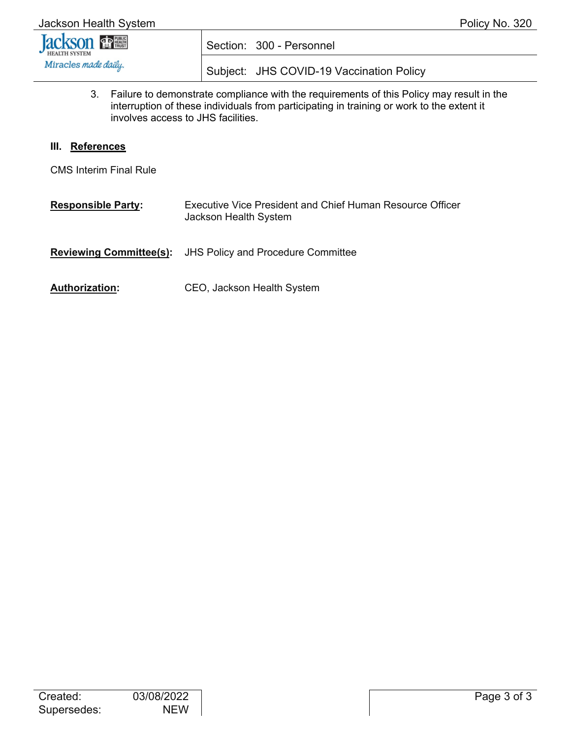3. Failure to demonstrate compliance with the requirements of this Policy may result in the interruption of these individuals from participating in training or work to the extent it involves access to JHS facilities.

## III. References

CMS Interim Final Rule

**Responsible Party:** Executive Vice President and Chief Human Resource Officer
Jackson Health System

**Reviewing Committee(s):** JHS Policy and Procedure Committee

**Authorization:** CEO, Jackson Health System

Created: 03/08/2022
Supersedes: NEW